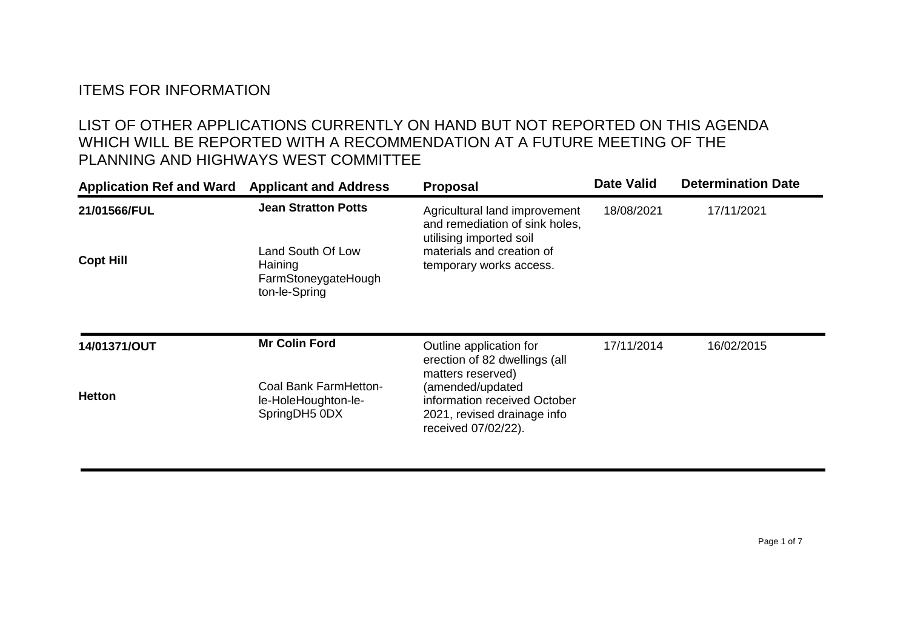# ITEMS FOR INFORMATION

## LIST OF OTHER APPLICATIONS CURRENTLY ON HAND BUT NOT REPORTED ON THIS AGENDA WHICH WILL BE REPORTED WITH A RECOMMENDATION AT A FUTURE MEETING OF THE PLANNING AND HIGHWAYS WEST COMMITTEE

| Application Ref and Ward | Applicant and Address | Proposal | Date Valid | Determination Date |
|---|---|---|---|---|
| **21/01566/FUL**<br><br>**Copt Hill** | **Jean Stratton Potts**<br><br>Land South Of Low Haining FarmStoneygateHoughton-le-Spring | Agricultural land improvement and remediation of sink holes, utilising imported soil materials and creation of temporary works access. | 18/08/2021 | 17/11/2021 |
| **14/01371/OUT**<br><br>**Hetton** | **Mr Colin Ford**<br><br>Coal Bank FarmHetton-le-HoleHoughton-le-SpringDH5 0DX | Outline application for erection of 82 dwellings (all matters reserved) (amended/updated information received October 2021, revised drainage info received 07/02/22). | 17/11/2014 | 16/02/2015 |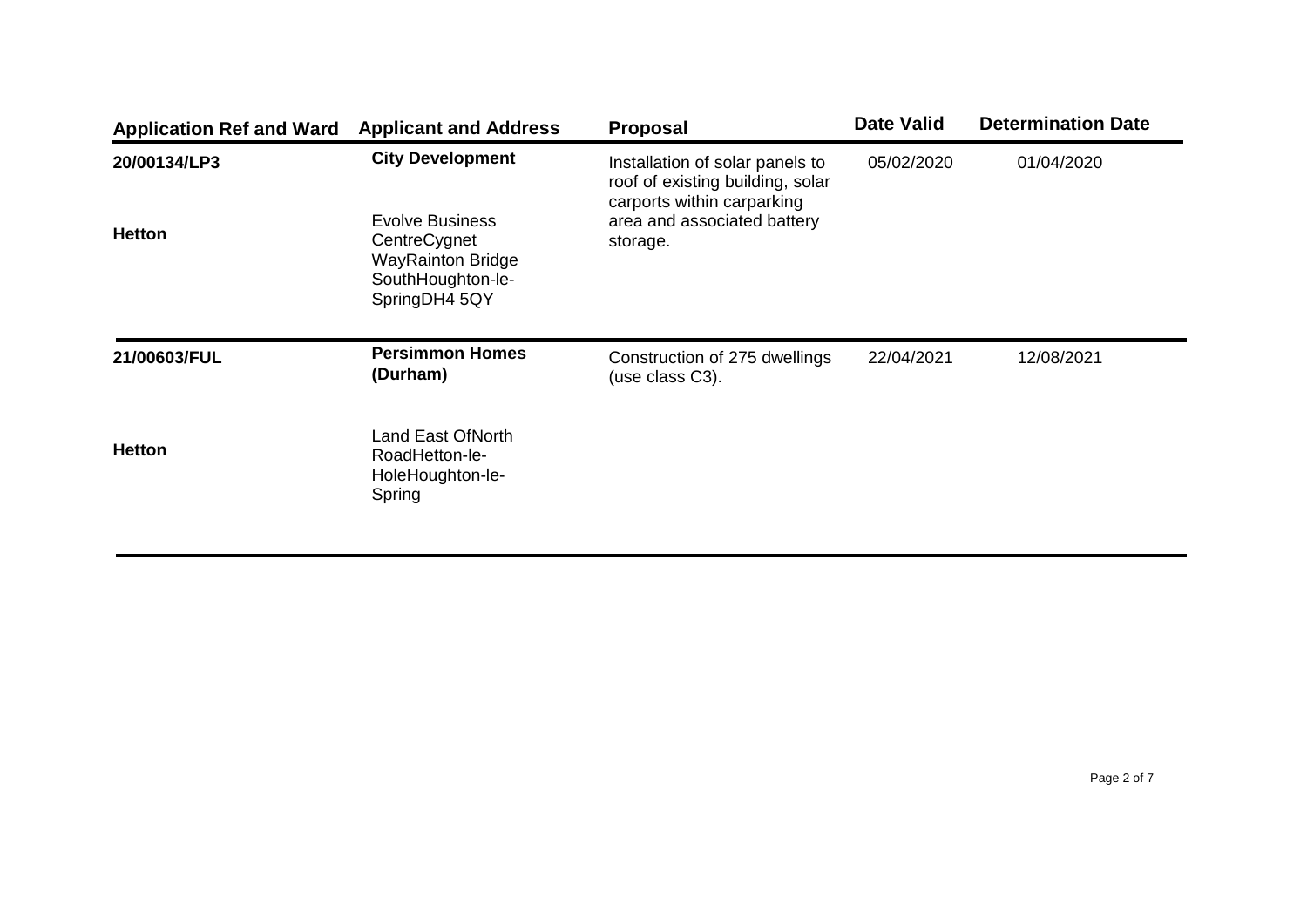| Application Ref and Ward | Applicant and Address | Proposal | Date Valid | Determination Date |
|---|---|---|---|---|
| **20/00134/LP3**<br><br>**Hetton** | **City Development**<br><br>Evolve Business CentreCygnet WayRainton Bridge SouthHoughton-le-SpringDH4 5QY | Installation of solar panels to roof of existing building, solar carports within carparking area and associated battery storage. | 05/02/2020 | 01/04/2020 |
| **21/00603/FUL**<br><br>**Hetton** | **Persimmon Homes (Durham)**<br><br>Land East OfNorth RoadHetton-le-HoleHoughton-le-Spring | Construction of 275 dwellings (use class C3). | 22/04/2021 | 12/08/2021 |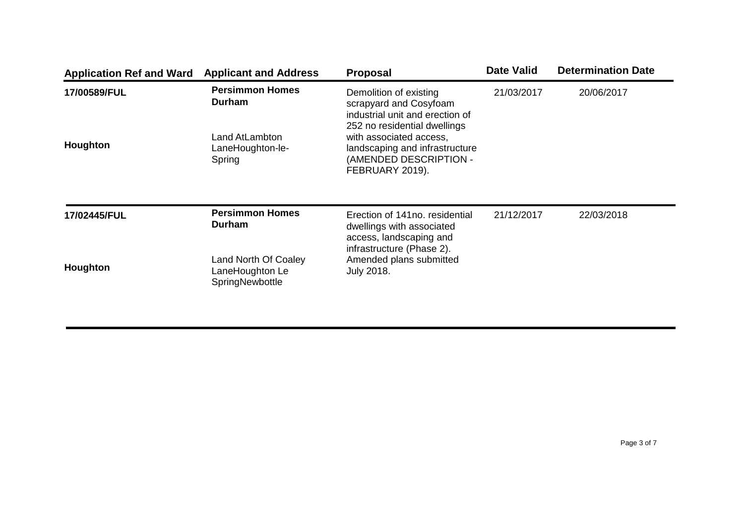| Application Ref and Ward | Applicant and Address | Proposal | Date Valid | Determination Date |
|---|---|---|---|---|
| **17/00589/FUL**<br><br>**Houghton** | **Persimmon Homes Durham**<br><br>Land AtLambton LaneHoughton-le-Spring | Demolition of existing scrapyard and Cosyfoam industrial unit and erection of 252 no residential dwellings with associated access, landscaping and infrastructure (AMENDED DESCRIPTION - FEBRUARY 2019). | 21/03/2017 | 20/06/2017 |
| **17/02445/FUL**<br><br>**Houghton** | **Persimmon Homes Durham**<br><br>Land North Of Coaley LaneHoughton Le SpringNewbottle | Erection of 141no. residential dwellings with associated access, landscaping and infrastructure (Phase 2). Amended plans submitted July 2018. | 21/12/2017 | 22/03/2018 |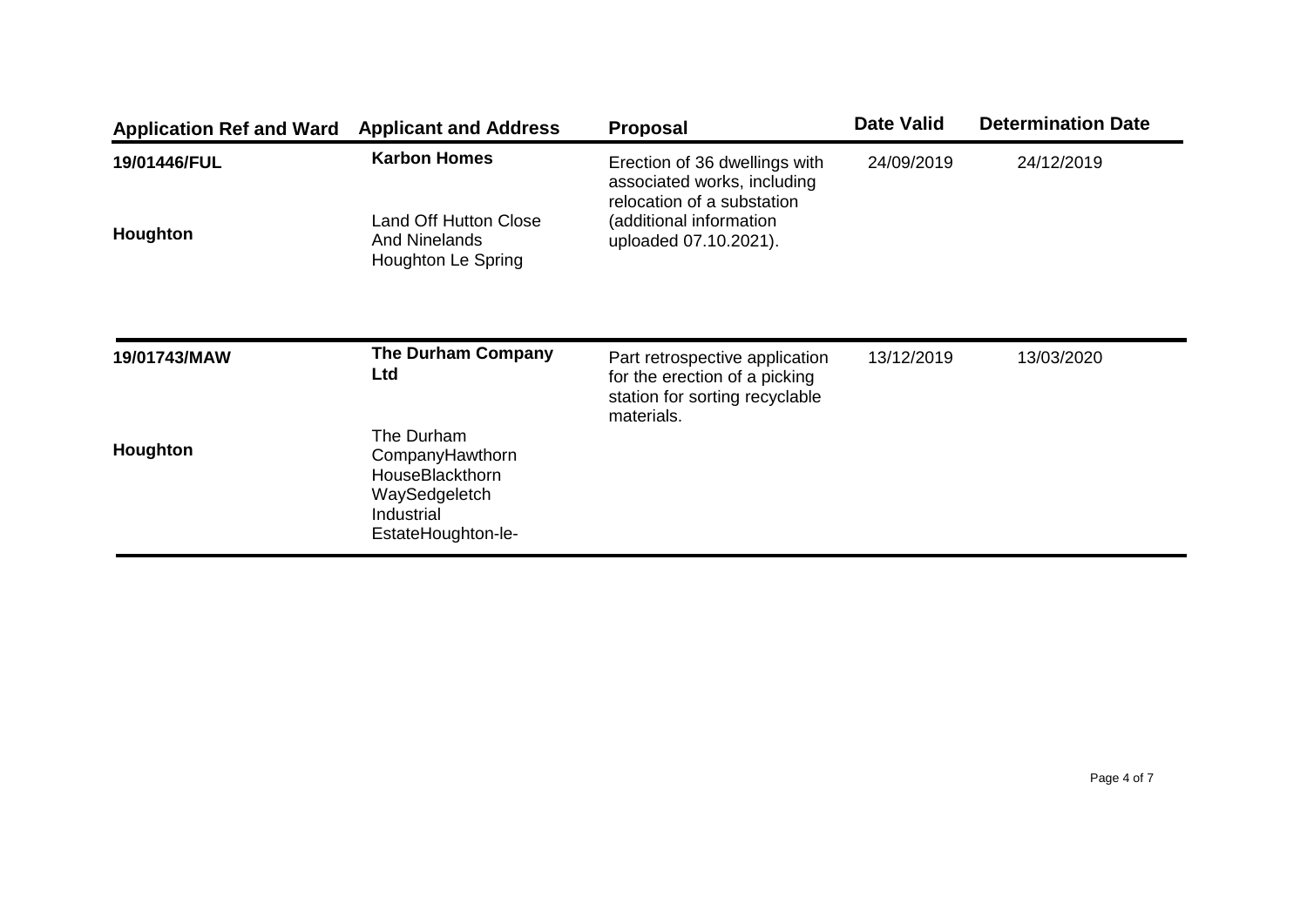| Application Ref and Ward | Applicant and Address | Proposal | Date Valid | Determination Date |
|---|---|---|---|---|
| **19/01446/FUL**<br><br>**Houghton** | **Karbon Homes**<br><br>Land Off Hutton Close And Ninelands Houghton Le Spring | Erection of 36 dwellings with associated works, including relocation of a substation (additional information uploaded 07.10.2021). | 24/09/2019 | 24/12/2019 |
| **19/01743/MAW**<br><br>**Houghton** | **The Durham Company Ltd**<br><br>The Durham CompanyHawthorn HouseBlackthorn WaySedgeletch Industrial EstateHoughton-le- | Part retrospective application for the erection of a picking station for sorting recyclable materials. | 13/12/2019 | 13/03/2020 |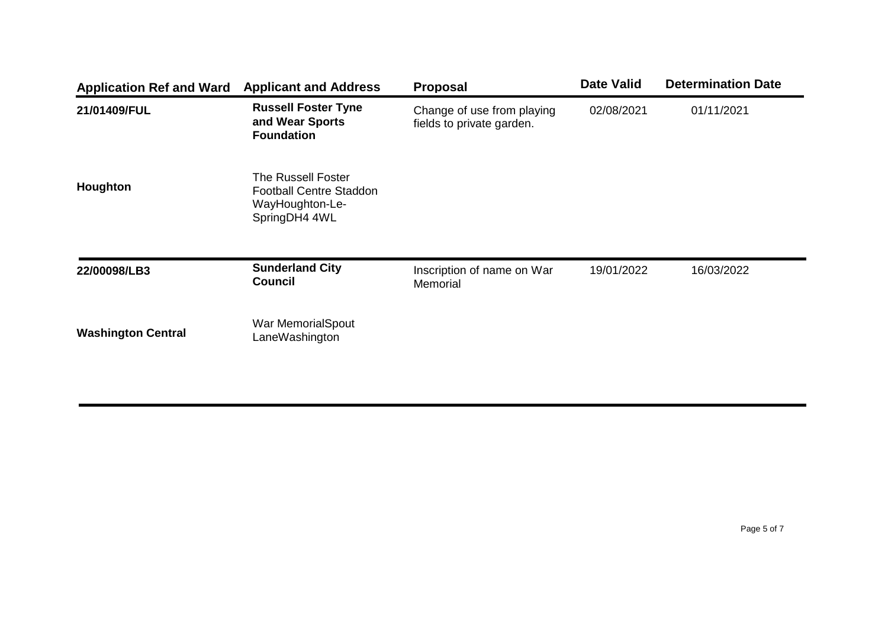| Application Ref and Ward | Applicant and Address | Proposal | Date Valid | Determination Date |
|---|---|---|---|---|
| **21/01409/FUL**<br><br>**Houghton** | **Russell Foster Tyne and Wear Sports Foundation**<br><br>The Russell Foster Football Centre Staddon WayHoughton-Le-SpringDH4 4WL | Change of use from playing fields to private garden. | 02/08/2021 | 01/11/2021 |
| **22/00098/LB3**<br><br>**Washington Central** | **Sunderland City Council**<br><br>War MemorialSpout LaneWashington | Inscription of name on War Memorial | 19/01/2022 | 16/03/2022 |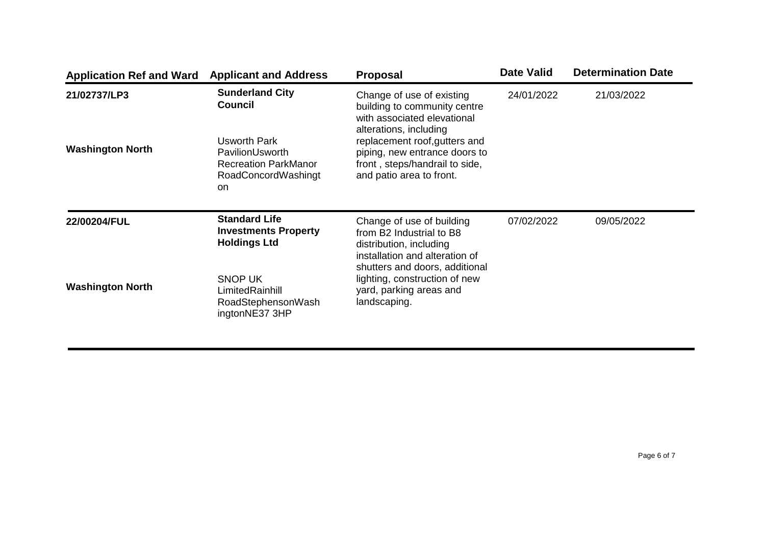| Application Ref and Ward | Applicant and Address | Proposal | Date Valid | Determination Date |
|---|---|---|---|---|
| **21/02737/LP3**<br><br>**Washington North** | **Sunderland City Council**<br><br>Usworth Park PavilionUsworth Recreation ParkManor RoadConcordWashington | Change of use of existing building to community centre with associated elevational alterations, including replacement roof,gutters and piping, new entrance doors to front , steps/handrail to side, and patio area to front. | 24/01/2022 | 21/03/2022 |
| **22/00204/FUL**<br><br>**Washington North** | **Standard Life Investments Property Holdings Ltd**<br><br>SNOP UK LimitedRainhill RoadStephensonWashingtonNE37 3HP | Change of use of building from B2 Industrial to B8 distribution, including installation and alteration of shutters and doors, additional lighting, construction of new yard, parking areas and landscaping. | 07/02/2022 | 09/05/2022 |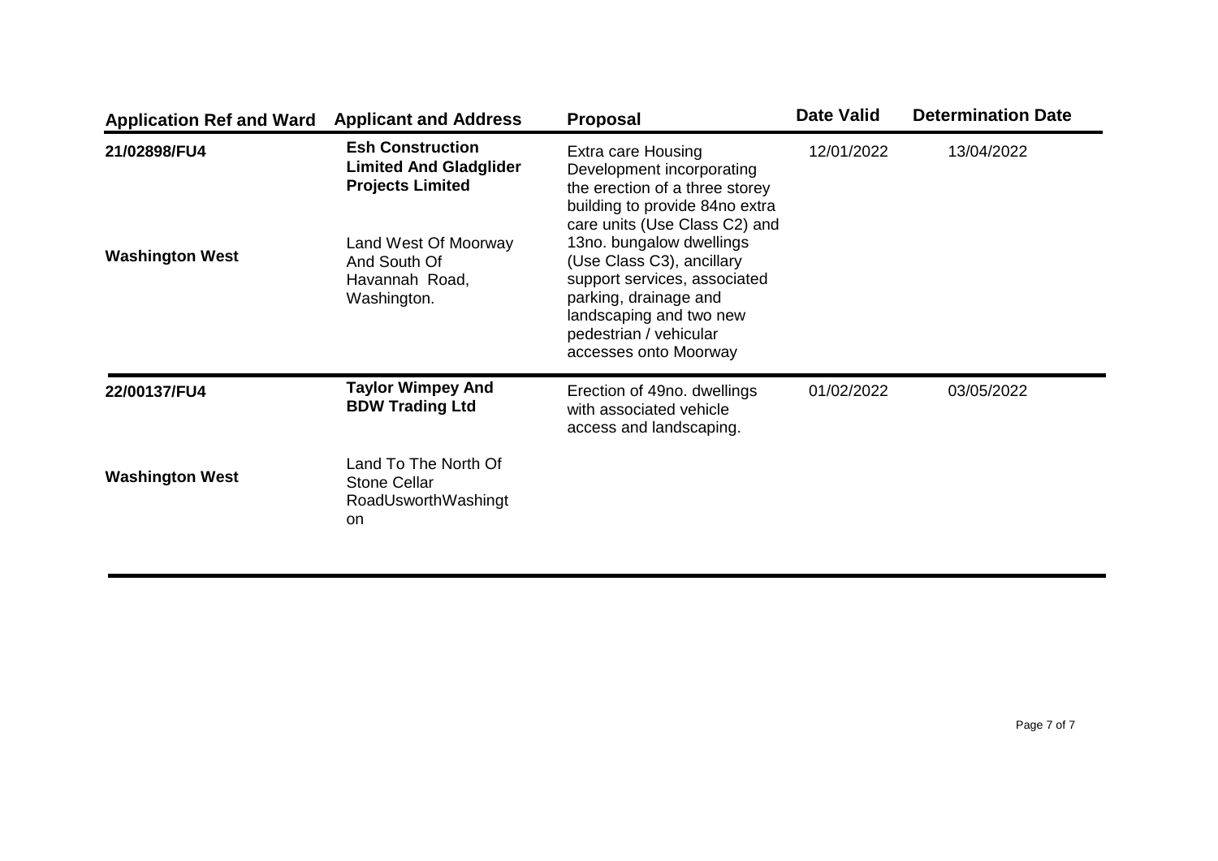| Application Ref and Ward | Applicant and Address | Proposal | Date Valid | Determination Date |
|---|---|---|---|---|
| **21/02898/FU4**<br><br>**Washington West** | **Esh Construction Limited And Gladglider Projects Limited**<br><br>Land West Of Moorway And South Of Havannah Road, Washington. | Extra care Housing Development incorporating the erection of a three storey building to provide 84no extra care units (Use Class C2) and 13no. bungalow dwellings (Use Class C3), ancillary support services, associated parking, drainage and landscaping and two new pedestrian / vehicular accesses onto Moorway | 12/01/2022 | 13/04/2022 |
| **22/00137/FU4**<br><br>**Washington West** | **Taylor Wimpey And BDW Trading Ltd**<br><br>Land To The North Of Stone Cellar RoadUsworthWashington | Erection of 49no. dwellings with associated vehicle access and landscaping. | 01/02/2022 | 03/05/2022 |